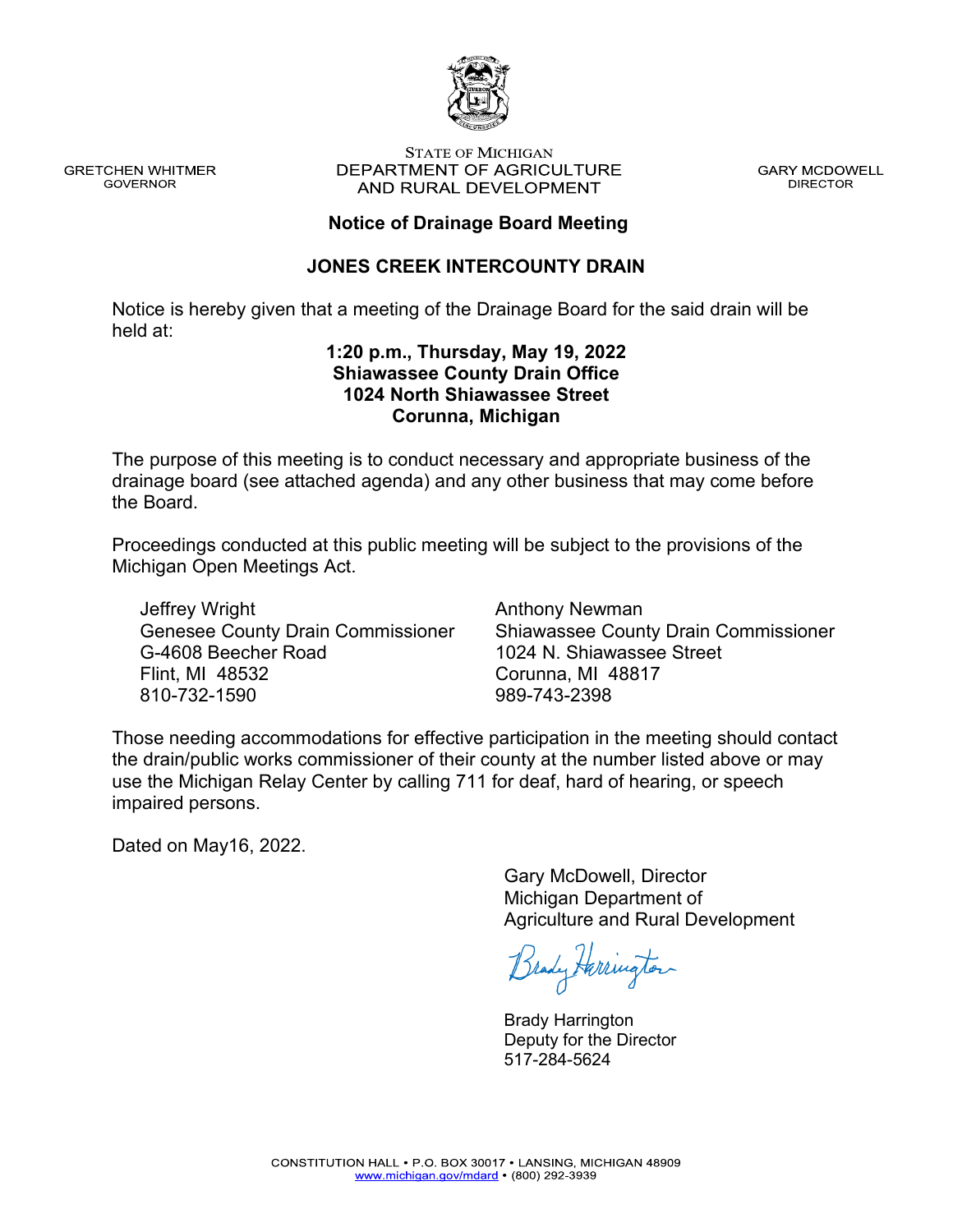GRETCHEN WHITMER
GOVERNOR

STATE OF MICHIGAN
DEPARTMENT OF AGRICULTURE
AND RURAL DEVELOPMENT

GARY MCDOWELL
DIRECTOR

## Notice of Drainage Board Meeting

## JONES CREEK INTERCOUNTY DRAIN

Notice is hereby given that a meeting of the Drainage Board for the said drain will be held at:

**1:20 p.m., Thursday, May 19, 2022**
**Shiawassee County Drain Office**
**1024 North Shiawassee Street**
**Corunna, Michigan**

The purpose of this meeting is to conduct necessary and appropriate business of the drainage board (see attached agenda) and any other business that may come before the Board.

Proceedings conducted at this public meeting will be subject to the provisions of the Michigan Open Meetings Act.

Jeffrey Wright
Genesee County Drain Commissioner
G-4608 Beecher Road
Flint, MI 48532
810-732-1590

Anthony Newman
Shiawassee County Drain Commissioner
1024 N. Shiawassee Street
Corunna, MI 48817
989-743-2398

Those needing accommodations for effective participation in the meeting should contact the drain/public works commissioner of their county at the number listed above or may use the Michigan Relay Center by calling 711 for deaf, hard of hearing, or speech impaired persons.

Dated on May16, 2022.

Gary McDowell, Director
Michigan Department of
Agriculture and Rural Development

Brady Harrington
Deputy for the Director
517-284-5624

CONSTITUTION HALL • P.O. BOX 30017 • LANSING, MICHIGAN 48909
www.michigan.gov/mdard • (800) 292-3939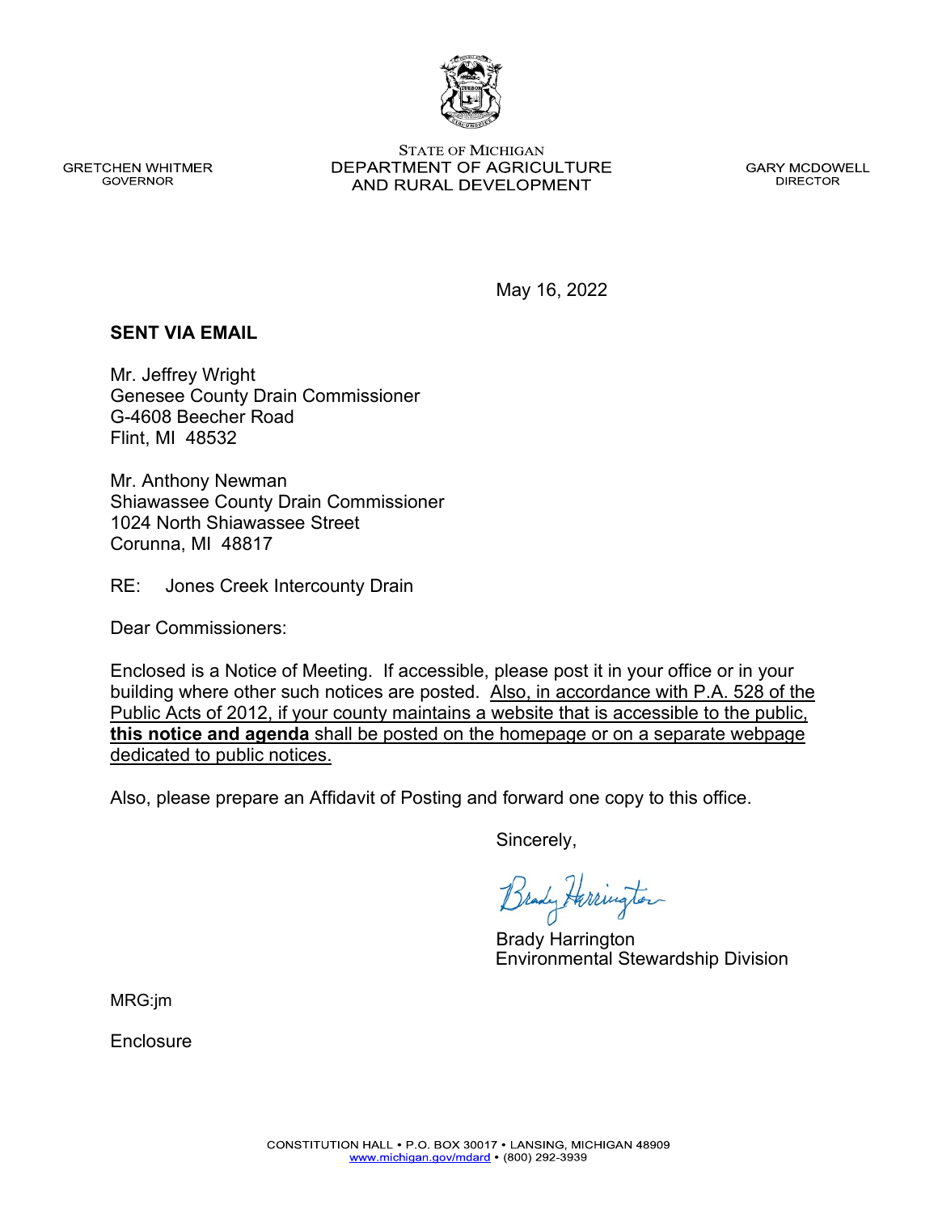STATE OF MICHIGAN
DEPARTMENT OF AGRICULTURE
AND RURAL DEVELOPMENT

GRETCHEN WHITMER
GOVERNOR

GARY MCDOWELL
DIRECTOR

May 16, 2022

**SENT VIA EMAIL**

Mr. Jeffrey Wright
Genesee County Drain Commissioner
G-4608 Beecher Road
Flint, MI 48532

Mr. Anthony Newman
Shiawassee County Drain Commissioner
1024 North Shiawassee Street
Corunna, MI 48817

RE: Jones Creek Intercounty Drain

Dear Commissioners:

Enclosed is a Notice of Meeting. If accessible, please post it in your office or in your building where other such notices are posted. Also, in accordance with P.A. 528 of the Public Acts of 2012, if your county maintains a website that is accessible to the public, **this notice and agenda** shall be posted on the homepage or on a separate webpage dedicated to public notices.

Also, please prepare an Affidavit of Posting and forward one copy to this office.

Sincerely,

Brady Harrington
Environmental Stewardship Division

MRG:jm

Enclosure

CONSTITUTION HALL • P.O. BOX 30017 • LANSING, MICHIGAN 48909
www.michigan.gov/mdard • (800) 292-3939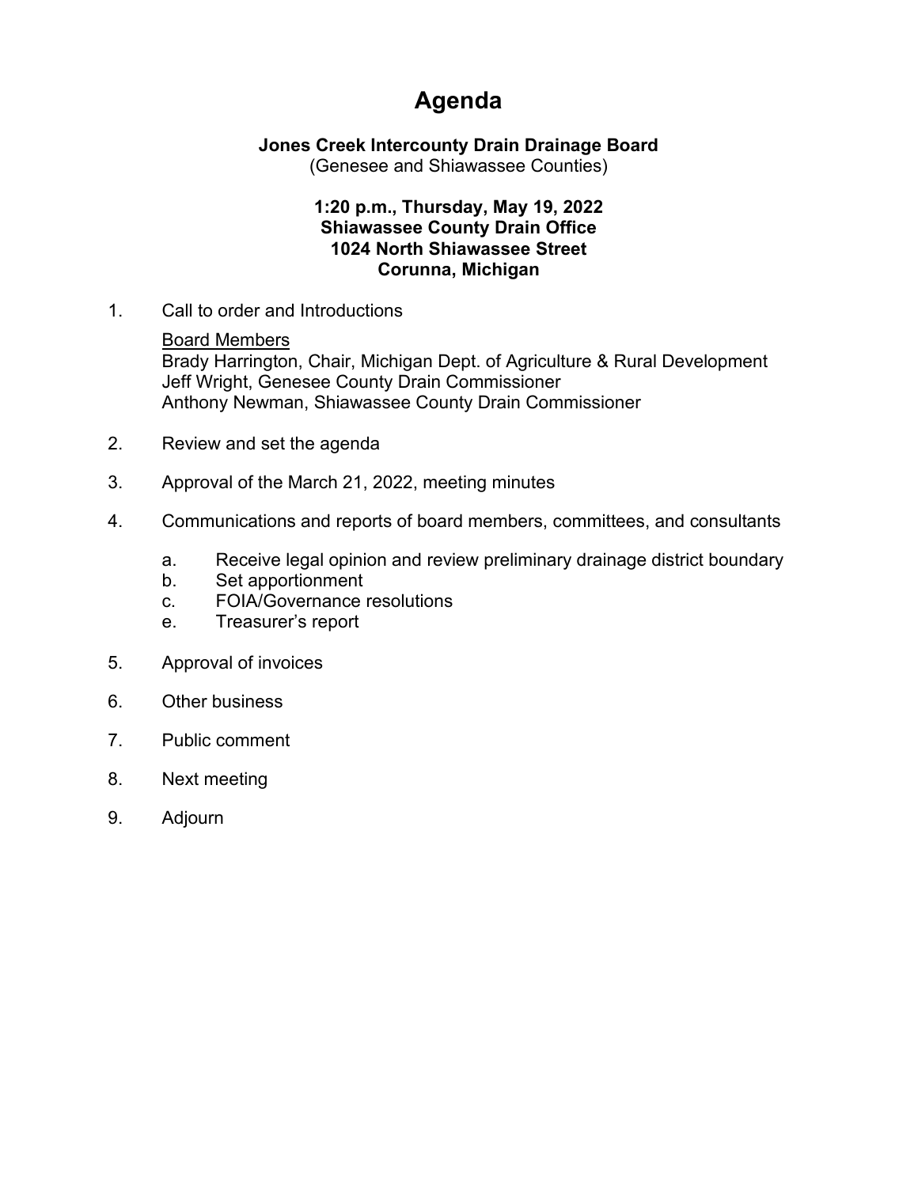# Agenda

**Jones Creek Intercounty Drain Drainage Board**
(Genesee and Shiawassee Counties)

**1:20 p.m., Thursday, May 19, 2022**
**Shiawassee County Drain Office**
**1024 North Shiawassee Street**
**Corunna, Michigan**

1. Call to order and Introductions

   Board Members
   Brady Harrington, Chair, Michigan Dept. of Agriculture & Rural Development
   Jeff Wright, Genesee County Drain Commissioner
   Anthony Newman, Shiawassee County Drain Commissioner

2. Review and set the agenda

3. Approval of the March 21, 2022, meeting minutes

4. Communications and reports of board members, committees, and consultants

   a. Receive legal opinion and review preliminary drainage district boundary
   b. Set apportionment
   c. FOIA/Governance resolutions
   e. Treasurer's report

5. Approval of invoices

6. Other business

7. Public comment

8. Next meeting

9. Adjourn